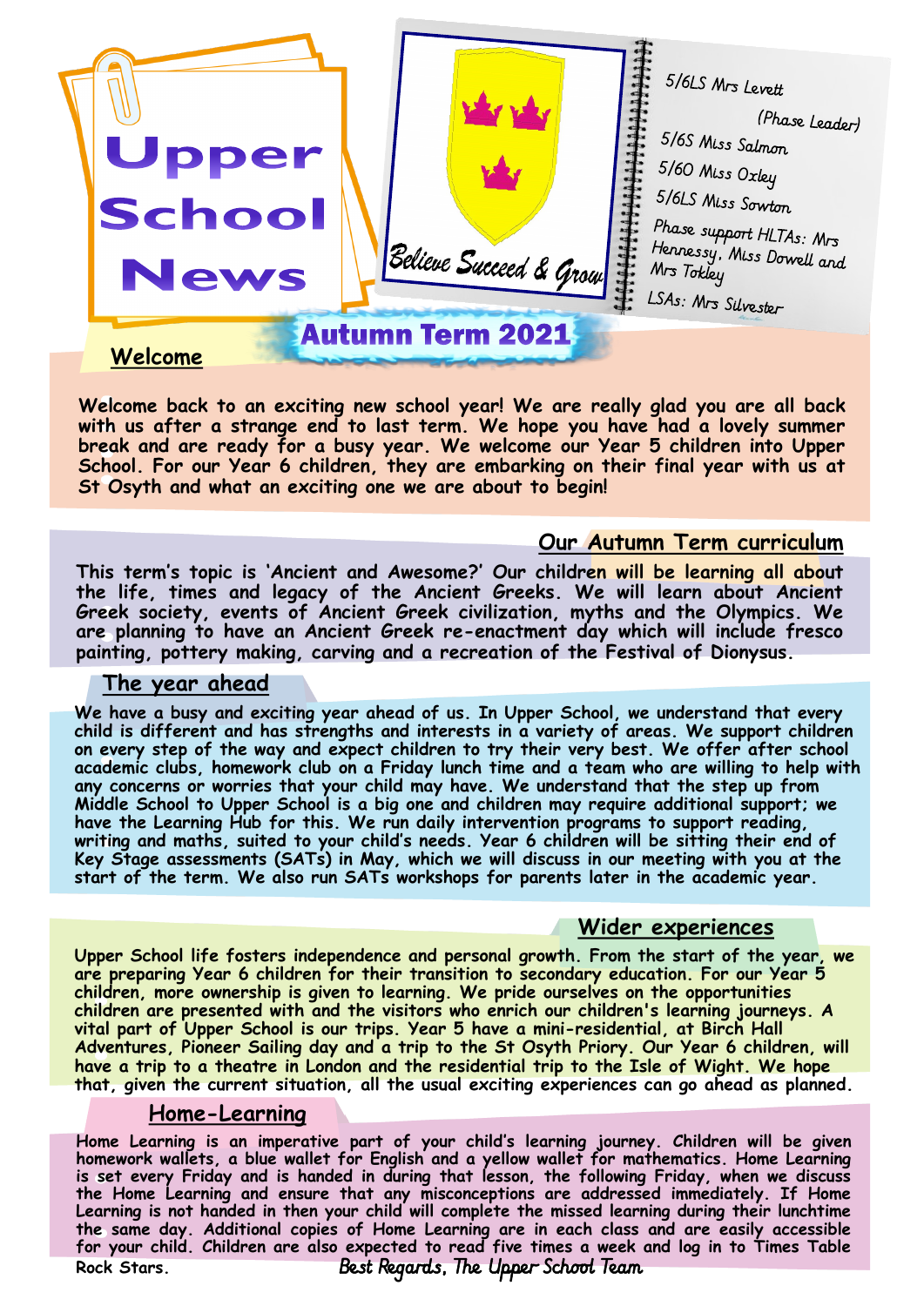# Upper School News

## Autumn Term 2021

*Believe Succeed & Grow*

5/6LS Mrs Levett (Phase Leader)
5/6S Miss Salmon
5/6O Miss Oxley
5/6LS Miss Sowton
Phase support HLTAs: Mrs Hennessy, Miss Dowell and Mrs Tokley
LSAs: Mrs Silvester

### Welcome

Welcome back to an exciting new school year! We are really glad you are all back with us after a strange end to last term. We hope you have had a lovely summer break and are ready for a busy year. We welcome our Year 5 children into Upper School. For our Year 6 children, they are embarking on their final year with us at St Osyth and what an exciting one we are about to begin!

### Our Autumn Term curriculum

This term's topic is 'Ancient and Awesome?' Our children will be learning all about the life, times and legacy of the Ancient Greeks. We will learn about Ancient Greek society, events of Ancient Greek civilization, myths and the Olympics. We are planning to have an Ancient Greek re-enactment day which will include fresco painting, pottery making, carving and a recreation of the Festival of Dionysus.

### The year ahead

We have a busy and exciting year ahead of us. In Upper School, we understand that every child is different and has strengths and interests in a variety of areas. We support children on every step of the way and expect children to try their very best. We offer after school academic clubs, homework club on a Friday lunch time and a team who are willing to help with any concerns or worries that your child may have. We understand that the step up from Middle School to Upper School is a big one and children may require additional support; we have the Learning Hub for this. We run daily intervention programs to support reading, writing and maths, suited to your child's needs. Year 6 children will be sitting their end of Key Stage assessments (SATs) in May, which we will discuss in our meeting with you at the start of the term. We also run SATs workshops for parents later in the academic year.

### Wider experiences

Upper School life fosters independence and personal growth. From the start of the year, we are preparing Year 6 children for their transition to secondary education. For our Year 5 children, more ownership is given to learning. We pride ourselves on the opportunities children are presented with and the visitors who enrich our children's learning journeys. A vital part of Upper School is our trips. Year 5 have a mini-residential, at Birch Hall Adventures, Pioneer Sailing day and a trip to the St Osyth Priory. Our Year 6 children, will have a trip to a theatre in London and the residential trip to the Isle of Wight. We hope that, given the current situation, all the usual exciting experiences can go ahead as planned.

### Home-Learning

Home Learning is an imperative part of your child's learning journey. Children will be given homework wallets, a blue wallet for English and a yellow wallet for mathematics. Home Learning is set every Friday and is handed in during that lesson, the following Friday, when we discuss the Home Learning and ensure that any misconceptions are addressed immediately. If Home Learning is not handed in then your child will complete the missed learning during their lunchtime the same day. Additional copies of Home Learning are in each class and are easily accessible for your child. Children are also expected to read five times a week and log in to Times Table Rock Stars.

*Best Regards, The Upper School Team*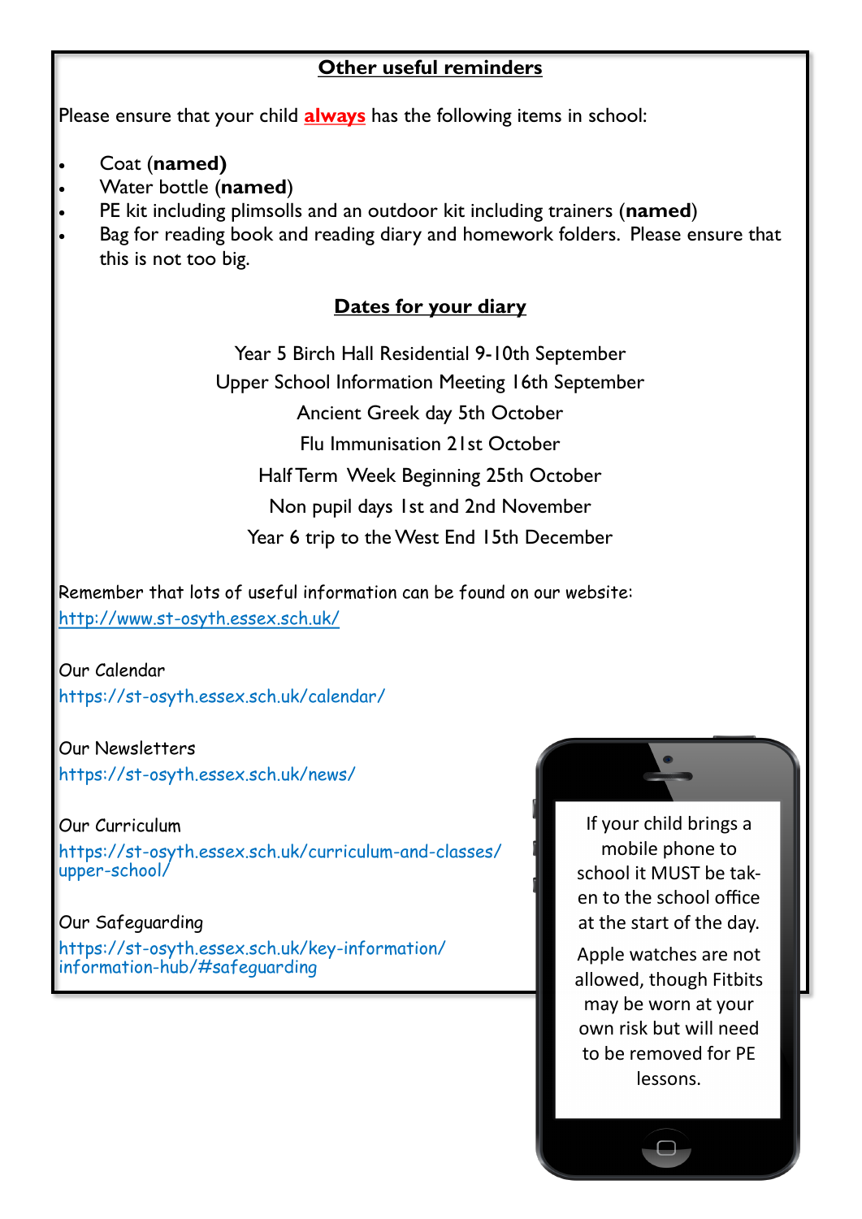## Other useful reminders

Please ensure that your child **always** has the following items in school:

- Coat **(named)**
- Water bottle (**named**)
- PE kit including plimsolls and an outdoor kit including trainers (**named**)
- Bag for reading book and reading diary and homework folders. Please ensure that this is not too big.

## Dates for your diary

Year 5 Birch Hall Residential 9-10th September

Upper School Information Meeting 16th September

Ancient Greek day 5th October

Flu Immunisation 21st October

Half Term Week Beginning 25th October

Non pupil days 1st and 2nd November

Year 6 trip to the West End 15th December

Remember that lots of useful information can be found on our website:
http://www.st-osyth.essex.sch.uk/

Our Calendar
https://st-osyth.essex.sch.uk/calendar/

Our Newsletters
https://st-osyth.essex.sch.uk/news/

Our Curriculum
https://st-osyth.essex.sch.uk/curriculum-and-classes/upper-school/

Our Safeguarding
https://st-osyth.essex.sch.uk/key-information/information-hub/#safeguarding

If your child brings a mobile phone to school it MUST be taken to the school office at the start of the day.

Apple watches are not allowed, though Fitbits may be worn at your own risk but will need to be removed for PE lessons.